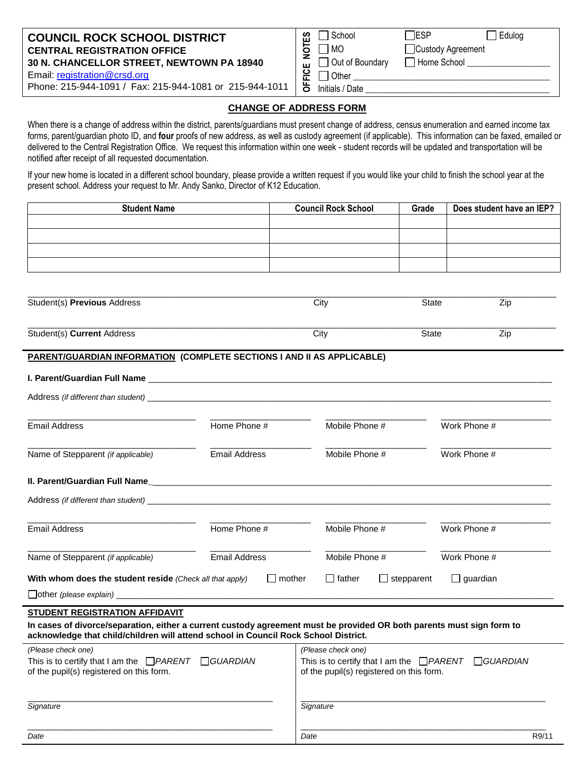**COUNCIL ROCK SCHOOL DISTRICT**
**CENTRAL REGISTRATION OFFICE**
**30 N. CHANCELLOR STREET, NEWTOWN PA 18940**
Email: registration@crsd.org
Phone: 215-944-1091 / Fax: 215-944-1081 or 215-944-1011

**OFFICE NOTES**
☐ School ☐ ESP ☐ Edulog
☐ MO ☐ Custody Agreement
☐ Out of Boundary ☐ Home School ___________
☐ Other ___________
Initials / Date ___________

## CHANGE OF ADDRESS FORM

When there is a change of address within the district, parents/guardians must present change of address, census enumeration and earned income tax forms, parent/guardian photo ID, and **four** proofs of new address, as well as custody agreement (if applicable). This information can be faxed, emailed or delivered to the Central Registration Office. We request this information within one week - student records will be updated and transportation will be notified after receipt of all requested documentation.

If your new home is located in a different school boundary, please provide a written request if you would like your child to finish the school year at the present school. Address your request to Mr. Andy Sanko, Director of K12 Education.

| Student Name | Council Rock School | Grade | Does student have an IEP? |
|---|---|---|---|
| | | | |
| | | | |
| | | | |
| | | | |

___________________________________________
Student(s) **Previous** Address City State Zip

___________________________________________
Student(s) **Current** Address City State Zip

**PARENT/GUARDIAN INFORMATION (COMPLETE SECTIONS I AND II AS APPLICABLE)**

**I. Parent/Guardian Full Name** ___________________________________________

Address *(if different than student)* ___________________________________________

Email Address ___________ Home Phone # ___________ Mobile Phone # ___________ Work Phone # ___________

Name of Stepparent *(if applicable)* ___________ Email Address ___________ Mobile Phone # ___________ Work Phone # ___________

**II. Parent/Guardian Full Name** ___________________________________________

Address *(if different than student)* ___________________________________________

Email Address ___________ Home Phone # ___________ Mobile Phone # ___________ Work Phone # ___________

Name of Stepparent *(if applicable)* ___________ Email Address ___________ Mobile Phone # ___________ Work Phone # ___________

**With whom does the student reside** *(Check all that apply)* ☐ mother ☐ father ☐ stepparent ☐ guardian

☐ other *(please explain)* ___________________________________________

**STUDENT REGISTRATION AFFIDAVIT**

**In cases of divorce/separation, either a current custody agreement must be provided OR both parents must sign form to acknowledge that child/children will attend school in Council Rock School District.**

*(Please check one)*
This is to certify that I am the ☐ *PARENT* ☐ *GUARDIAN* of the pupil(s) registered on this form.

___________________________________________
*Signature*

___________________________________________
*Date*

*(Please check one)*
This is to certify that I am the ☐ *PARENT* ☐ *GUARDIAN* of the pupil(s) registered on this form.

___________________________________________
*Signature*

___________________________________________
*Date*

R9/11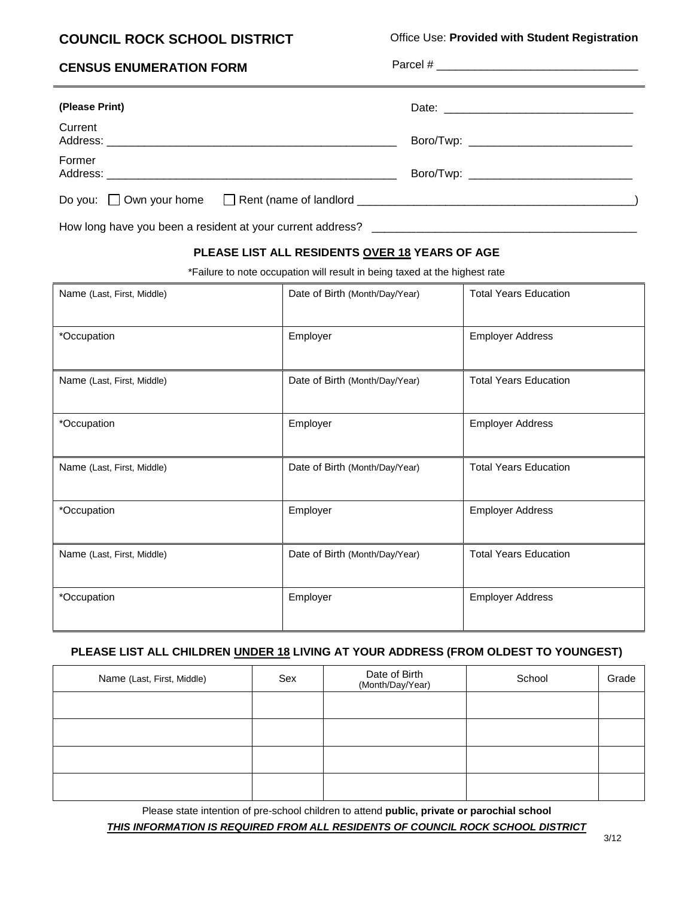**COUNCIL ROCK SCHOOL DISTRICT**

Office Use: **Provided with Student Registration**

**CENSUS ENUMERATION FORM**

Parcel # _______________________________

---

**(Please Print)**

Date: ______________________________

Current Address: _______________________________________________ Boro/Twp: __________________________

Former Address: _______________________________________________ Boro/Twp: __________________________

Do you: ☐ Own your home ☐ Rent (name of landlord ____________________________________________)

How long have you been a resident at your current address? __________________________________________

**PLEASE LIST ALL RESIDENTS OVER 18 YEARS OF AGE**

*Failure to note occupation will result in being taxed at the highest rate

| Name (Last, First, Middle) | Date of Birth (Month/Day/Year) | Total Years Education |
|---|---|---|
| *Occupation | Employer | Employer Address |
| Name (Last, First, Middle) | Date of Birth (Month/Day/Year) | Total Years Education |
| *Occupation | Employer | Employer Address |
| Name (Last, First, Middle) | Date of Birth (Month/Day/Year) | Total Years Education |
| *Occupation | Employer | Employer Address |
| Name (Last, First, Middle) | Date of Birth (Month/Day/Year) | Total Years Education |
| *Occupation | Employer | Employer Address |

**PLEASE LIST ALL CHILDREN UNDER 18 LIVING AT YOUR ADDRESS (FROM OLDEST TO YOUNGEST)**

| Name (Last, First, Middle) | Sex | Date of Birth (Month/Day/Year) | School | Grade |
|---|---|---|---|---|
| | | | | |
| | | | | |
| | | | | |
| | | | | |

Please state intention of pre-school children to attend **public, private or parochial school**

***THIS INFORMATION IS REQUIRED FROM ALL RESIDENTS OF COUNCIL ROCK SCHOOL DISTRICT***

3/12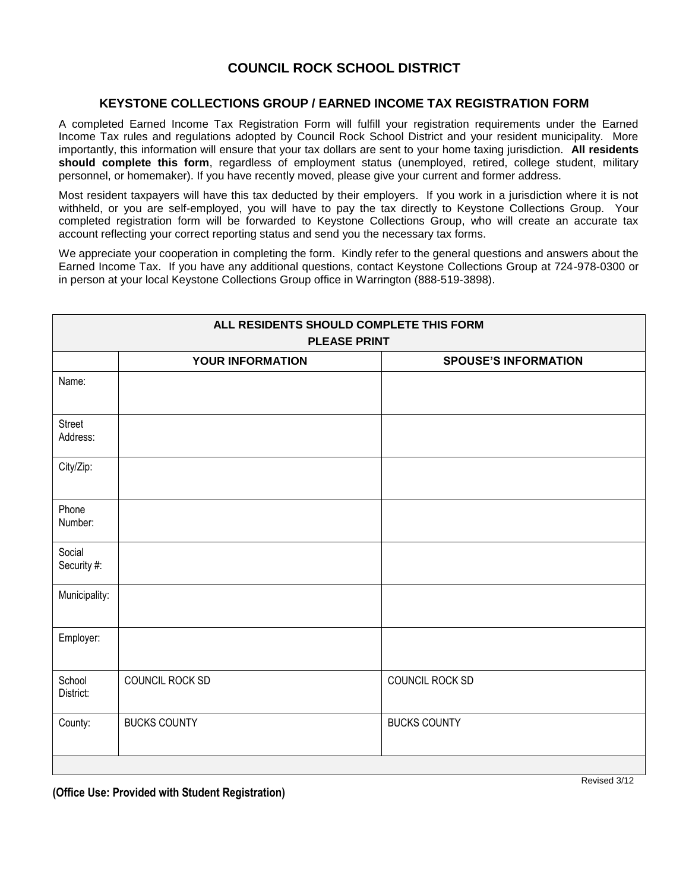# COUNCIL ROCK SCHOOL DISTRICT

## KEYSTONE COLLECTIONS GROUP / EARNED INCOME TAX REGISTRATION FORM

A completed Earned Income Tax Registration Form will fulfill your registration requirements under the Earned Income Tax rules and regulations adopted by Council Rock School District and your resident municipality. More importantly, this information will ensure that your tax dollars are sent to your home taxing jurisdiction. **All residents should complete this form**, regardless of employment status (unemployed, retired, college student, military personnel, or homemaker). If you have recently moved, please give your current and former address.

Most resident taxpayers will have this tax deducted by their employers. If you work in a jurisdiction where it is not withheld, or you are self-employed, you will have to pay the tax directly to Keystone Collections Group. Your completed registration form will be forwarded to Keystone Collections Group, who will create an accurate tax account reflecting your correct reporting status and send you the necessary tax forms.

We appreciate your cooperation in completing the form. Kindly refer to the general questions and answers about the Earned Income Tax. If you have any additional questions, contact Keystone Collections Group at 724-978-0300 or in person at your local Keystone Collections Group office in Warrington (888-519-3898).

**ALL RESIDENTS SHOULD COMPLETE THIS FORM**
**PLEASE PRINT**

| | YOUR INFORMATION | SPOUSE'S INFORMATION |
|---|---|---|
| Name: | | |
| Street Address: | | |
| City/Zip: | | |
| Phone Number: | | |
| Social Security #: | | |
| Municipality: | | |
| Employer: | | |
| School District: | COUNCIL ROCK SD | COUNCIL ROCK SD |
| County: | BUCKS COUNTY | BUCKS COUNTY |

Revised 3/12

**(Office Use: Provided with Student Registration)**